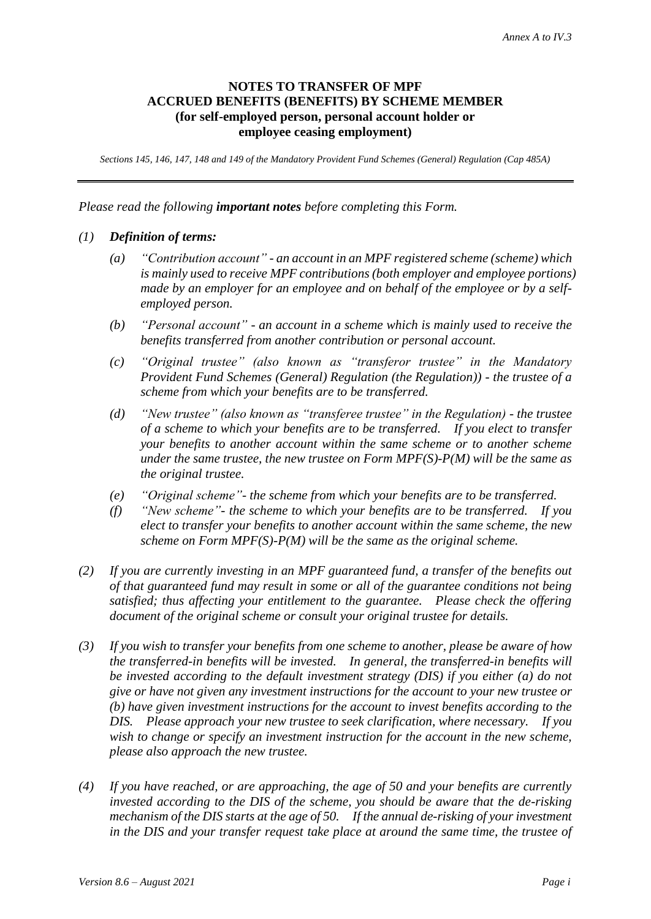## NOTES TO TRANSFER OF MPF ACCRUED BENEFITS (BENEFITS) BY SCHEME MEMBER (for self-employed person, personal account holder or employee ceasing employment)

*Sections 145, 146, 147, 148 and 149 of the Mandatory Provident Fund Schemes (General) Regulation (Cap 485A)*

---

*Please read the following **important notes** before completing this Form.*

*(1)* ***Definition of terms:***

*(a) "Contribution account" - an account in an MPF registered scheme (scheme) which is mainly used to receive MPF contributions (both employer and employee portions) made by an employer for an employee and on behalf of the employee or by a self-employed person.*

*(b) "Personal account" - an account in a scheme which is mainly used to receive the benefits transferred from another contribution or personal account.*

*(c) "Original trustee" (also known as "transferor trustee" in the Mandatory Provident Fund Schemes (General) Regulation (the Regulation)) - the trustee of a scheme from which your benefits are to be transferred.*

*(d) "New trustee" (also known as "transferee trustee" in the Regulation) - the trustee of a scheme to which your benefits are to be transferred. If you elect to transfer your benefits to another account within the same scheme or to another scheme under the same trustee, the new trustee on Form MPF(S)-P(M) will be the same as the original trustee.*

*(e) "Original scheme"- the scheme from which your benefits are to be transferred.*

*(f) "New scheme"- the scheme to which your benefits are to be transferred. If you elect to transfer your benefits to another account within the same scheme, the new scheme on Form MPF(S)-P(M) will be the same as the original scheme.*

*(2) If you are currently investing in an MPF guaranteed fund, a transfer of the benefits out of that guaranteed fund may result in some or all of the guarantee conditions not being satisfied; thus affecting your entitlement to the guarantee. Please check the offering document of the original scheme or consult your original trustee for details.*

*(3) If you wish to transfer your benefits from one scheme to another, please be aware of how the transferred-in benefits will be invested. In general, the transferred-in benefits will be invested according to the default investment strategy (DIS) if you either (a) do not give or have not given any investment instructions for the account to your new trustee or (b) have given investment instructions for the account to invest benefits according to the DIS. Please approach your new trustee to seek clarification, where necessary. If you wish to change or specify an investment instruction for the account in the new scheme, please also approach the new trustee.*

*(4) If you have reached, or are approaching, the age of 50 and your benefits are currently invested according to the DIS of the scheme, you should be aware that the de-risking mechanism of the DIS starts at the age of 50. If the annual de-risking of your investment in the DIS and your transfer request take place at around the same time, the trustee of*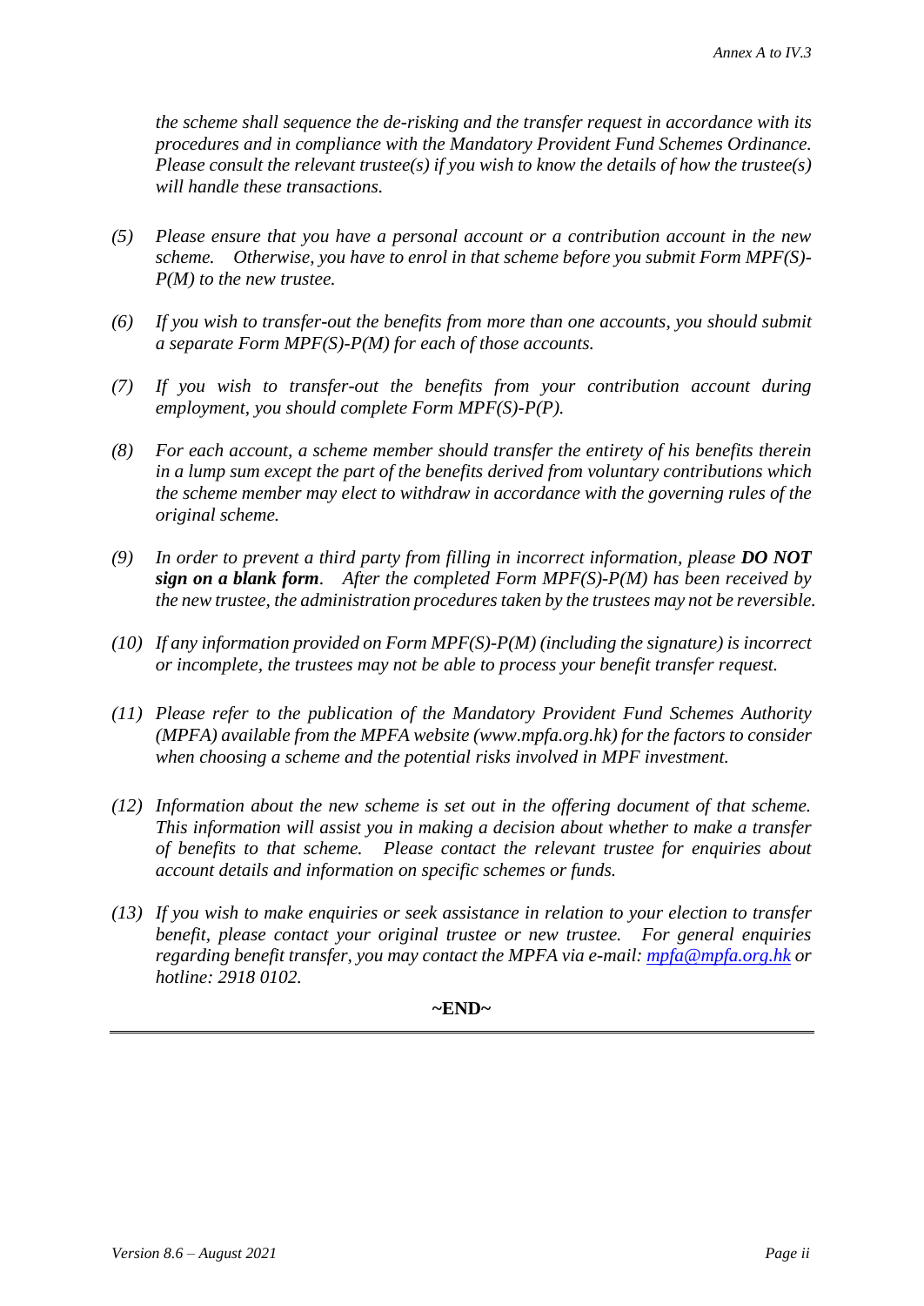*the scheme shall sequence the de-risking and the transfer request in accordance with its procedures and in compliance with the Mandatory Provident Fund Schemes Ordinance. Please consult the relevant trustee(s) if you wish to know the details of how the trustee(s) will handle these transactions.*

*(5) Please ensure that you have a personal account or a contribution account in the new scheme. Otherwise, you have to enrol in that scheme before you submit Form MPF(S)-P(M) to the new trustee.*

*(6) If you wish to transfer-out the benefits from more than one accounts, you should submit a separate Form MPF(S)-P(M) for each of those accounts.*

*(7) If you wish to transfer-out the benefits from your contribution account during employment, you should complete Form MPF(S)-P(P).*

*(8) For each account, a scheme member should transfer the entirety of his benefits therein in a lump sum except the part of the benefits derived from voluntary contributions which the scheme member may elect to withdraw in accordance with the governing rules of the original scheme.*

*(9) In order to prevent a third party from filling in incorrect information, please* ***DO NOT sign on a blank form****. After the completed Form MPF(S)-P(M) has been received by the new trustee, the administration procedures taken by the trustees may not be reversible.*

*(10) If any information provided on Form MPF(S)-P(M) (including the signature) is incorrect or incomplete, the trustees may not be able to process your benefit transfer request.*

*(11) Please refer to the publication of the Mandatory Provident Fund Schemes Authority (MPFA) available from the MPFA website (www.mpfa.org.hk) for the factors to consider when choosing a scheme and the potential risks involved in MPF investment.*

*(12) Information about the new scheme is set out in the offering document of that scheme. This information will assist you in making a decision about whether to make a transfer of benefits to that scheme. Please contact the relevant trustee for enquiries about account details and information on specific schemes or funds.*

*(13) If you wish to make enquiries or seek assistance in relation to your election to transfer benefit, please contact your original trustee or new trustee. For general enquiries regarding benefit transfer, you may contact the MPFA via e-mail: mpfa@mpfa.org.hk or hotline: 2918 0102.*

**~END~**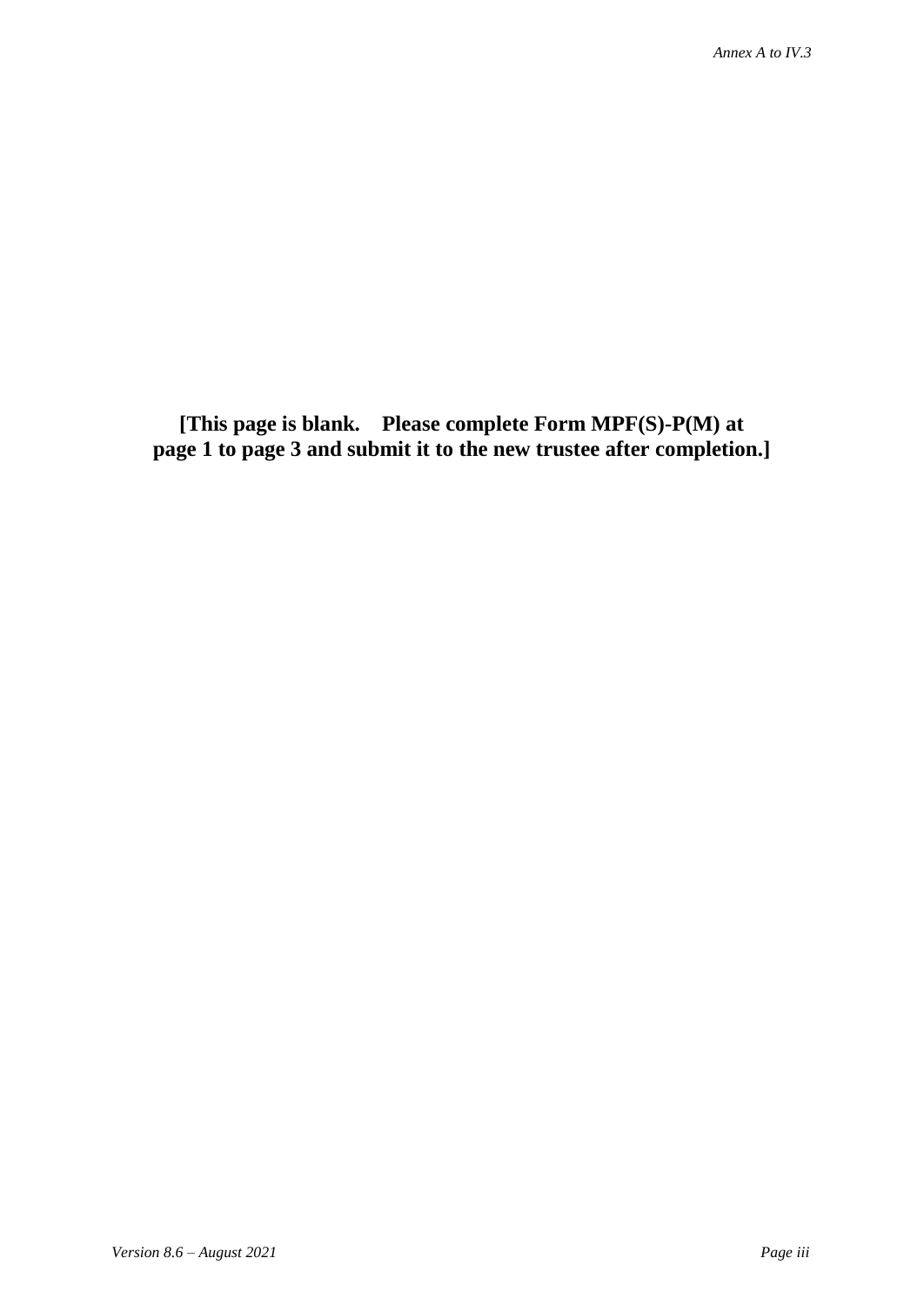**[This page is blank. Please complete Form MPF(S)-P(M) at page 1 to page 3 and submit it to the new trustee after completion.]**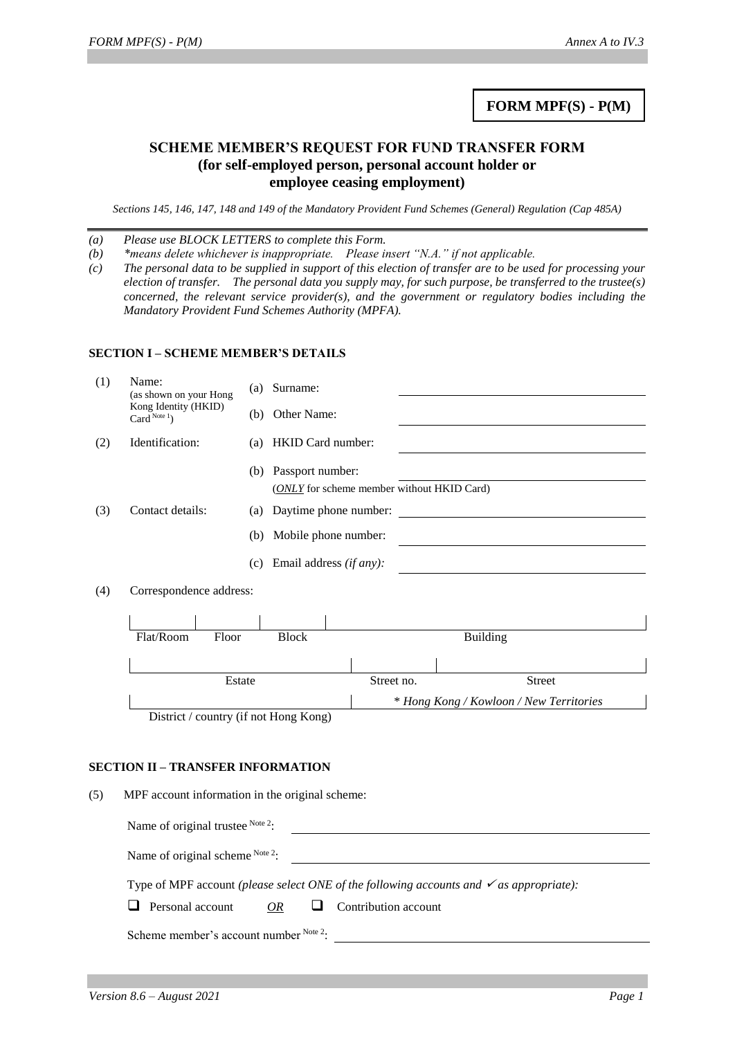**FORM MPF(S) - P(M)**

## SCHEME MEMBER'S REQUEST FOR FUND TRANSFER FORM
## (for self-employed person, personal account holder or employee ceasing employment)

*Sections 145, 146, 147, 148 and 149 of the Mandatory Provident Fund Schemes (General) Regulation (Cap 485A)*

---

*(a) Please use BLOCK LETTERS to complete this Form.*
*(b) \*means delete whichever is inappropriate. Please insert "N.A." if not applicable.*
*(c) The personal data to be supplied in support of this election of transfer are to be used for processing your election of transfer. The personal data you supply may, for such purpose, be transferred to the trustee(s) concerned, the relevant service provider(s), and the government or regulatory bodies including the Mandatory Provident Fund Schemes Authority (MPFA).*

### SECTION I – SCHEME MEMBER'S DETAILS

(1) Name: (as shown on your Hong Kong Identity (HKID) Card [Note 1])
- (a) Surname: ______________________
- (b) Other Name: ______________________

(2) Identification:
- (a) HKID Card number: ______________________
- (b) Passport number: ______________________
  (*ONLY* for scheme member without HKID Card)

(3) Contact details:
- (a) Daytime phone number: ______________________
- (b) Mobile phone number: ______________________
- (c) Email address *(if any)*: ______________________

(4) Correspondence address:

| Flat/Room | Floor | Block | Building |
|---|---|---|---|
| | | | |

| Estate | Street no. | Street |
|---|---|---|
| | | |

| District / country (if not Hong Kong) | * Hong Kong / Kowloon / New Territories |
|---|---|
| | |

### SECTION II – TRANSFER INFORMATION

(5) MPF account information in the original scheme:

Name of original trustee [Note 2]: ______________________

Name of original scheme [Note 2]: ______________________

Type of MPF account *(please select ONE of the following accounts and ✓ as appropriate):*

☐ Personal account *OR* ☐ Contribution account

Scheme member's account number [Note 2]: ______________________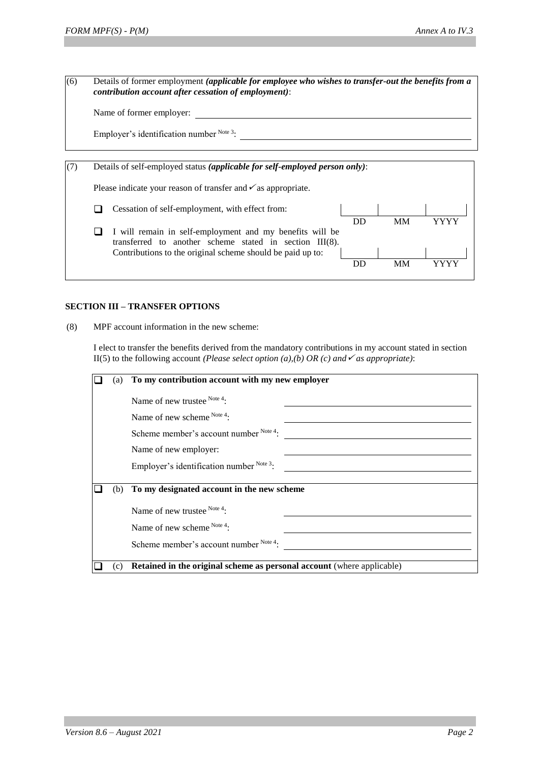(6) Details of former employment ***(applicable for employee who wishes to transfer-out the benefits from a contribution account after cessation of employment)***:

Name of former employer: ______________________________

Employer's identification number [Note 3]: ______________________________

(7) Details of self-employed status ***(applicable for self-employed person only)***:

Please indicate your reason of transfer and ✓ as appropriate.

☐ Cessation of self-employment, with effect from: ____ DD ____ MM ____ YYYY

☐ I will remain in self-employment and my benefits will be transferred to another scheme stated in section III(8). Contributions to the original scheme should be paid up to: ____ DD ____ MM ____ YYYY

**SECTION III – TRANSFER OPTIONS**

(8) MPF account information in the new scheme:

I elect to transfer the benefits derived from the mandatory contributions in my account stated in section II(5) to the following account *(Please select option (a),(b) OR (c) and ✓ as appropriate)*:

☐ (a) **To my contribution account with my new employer**

Name of new trustee [Note 4]: ______________________________

Name of new scheme [Note 4]: ______________________________

Scheme member's account number [Note 4]: ______________________________

Name of new employer: ______________________________

Employer's identification number [Note 3]: ______________________________

☐ (b) **To my designated account in the new scheme**

Name of new trustee [Note 4]: ______________________________

Name of new scheme [Note 4]: ______________________________

Scheme member's account number [Note 4]: ______________________________

☐ (c) **Retained in the original scheme as personal account** (where applicable)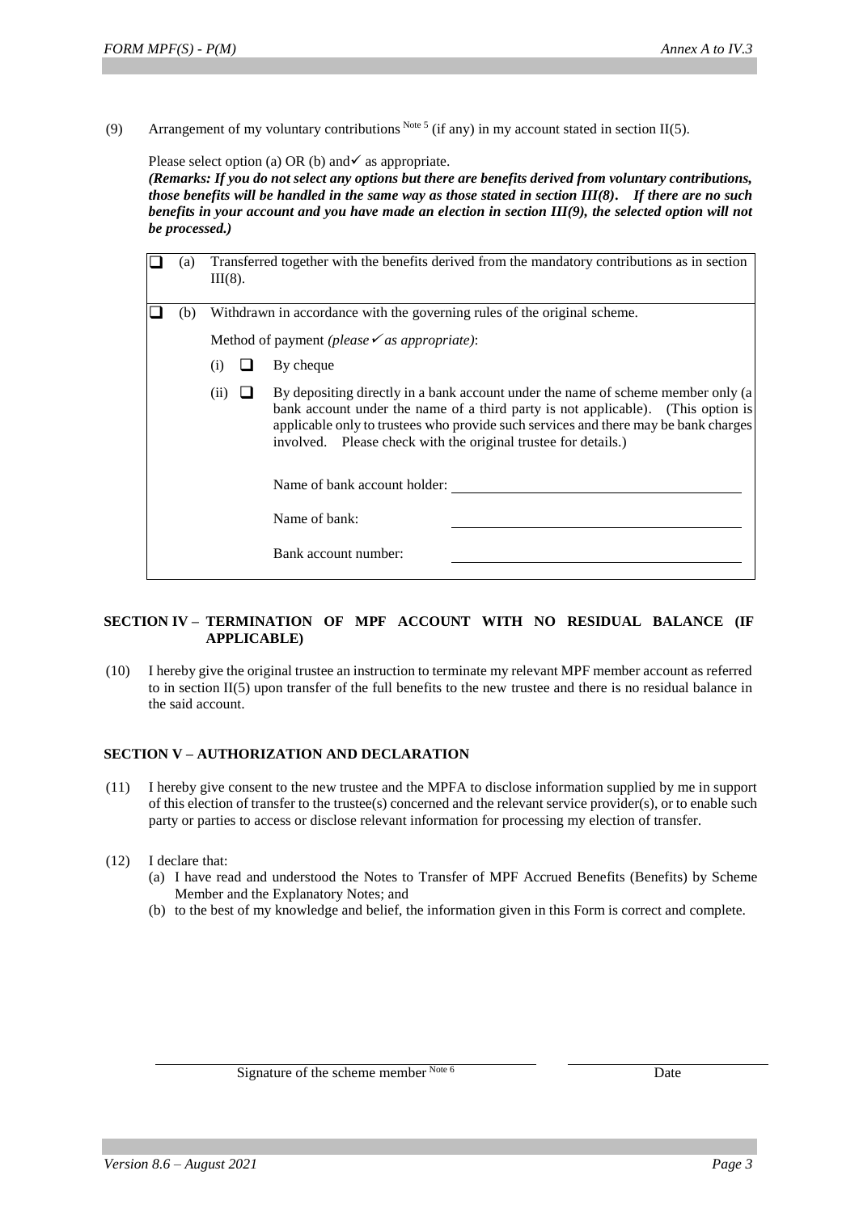(9) Arrangement of my voluntary contributions [Note 5] (if any) in my account stated in section II(5).

Please select option (a) OR (b) and ✓ as appropriate.

***(Remarks: If you do not select any options but there are benefits derived from voluntary contributions, those benefits will be handled in the same way as those stated in section III(8). If there are no such benefits in your account and you have made an election in section III(9), the selected option will not be processed.)***

☐ (a) Transferred together with the benefits derived from the mandatory contributions as in section III(8).

☐ (b) Withdrawn in accordance with the governing rules of the original scheme.

Method of payment *(please ✓ as appropriate)*:

(i) ☐ By cheque

(ii) ☐ By depositing directly in a bank account under the name of scheme member only (a bank account under the name of a third party is not applicable). (This option is applicable only to trustees who provide such services and there may be bank charges involved. Please check with the original trustee for details.)

Name of bank account holder: ______________________

Name of bank: ______________________

Bank account number: ______________________

**SECTION IV – TERMINATION OF MPF ACCOUNT WITH NO RESIDUAL BALANCE (IF APPLICABLE)**

(10) I hereby give the original trustee an instruction to terminate my relevant MPF member account as referred to in section II(5) upon transfer of the full benefits to the new trustee and there is no residual balance in the said account.

**SECTION V – AUTHORIZATION AND DECLARATION**

(11) I hereby give consent to the new trustee and the MPFA to disclose information supplied by me in support of this election of transfer to the trustee(s) concerned and the relevant service provider(s), or to enable such party or parties to access or disclose relevant information for processing my election of transfer.

(12) I declare that:

(a) I have read and understood the Notes to Transfer of MPF Accrued Benefits (Benefits) by Scheme Member and the Explanatory Notes; and

(b) to the best of my knowledge and belief, the information given in this Form is correct and complete.

______________________ Signature of the scheme member [Note 6]

______________________ Date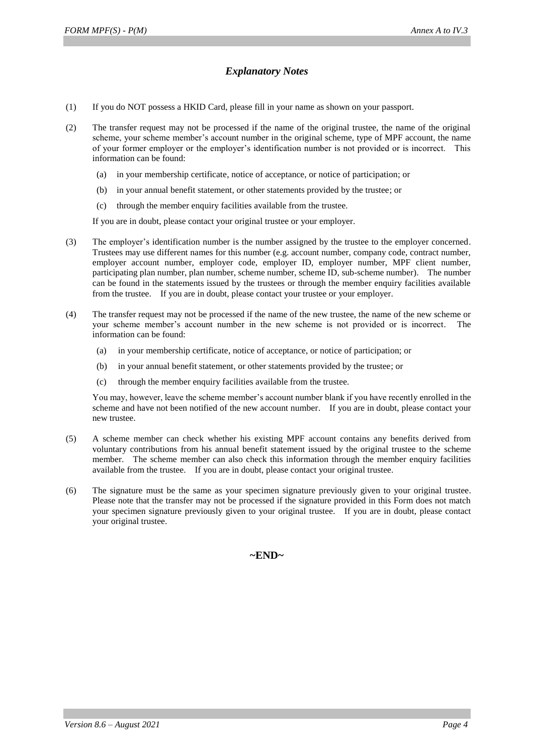## *Explanatory Notes*

(1) If you do NOT possess a HKID Card, please fill in your name as shown on your passport.

(2) The transfer request may not be processed if the name of the original trustee, the name of the original scheme, your scheme member's account number in the original scheme, type of MPF account, the name of your former employer or the employer's identification number is not provided or is incorrect. This information can be found:

   (a) in your membership certificate, notice of acceptance, or notice of participation; or

   (b) in your annual benefit statement, or other statements provided by the trustee; or

   (c) through the member enquiry facilities available from the trustee.

   If you are in doubt, please contact your original trustee or your employer.

(3) The employer's identification number is the number assigned by the trustee to the employer concerned. Trustees may use different names for this number (e.g. account number, company code, contract number, employer account number, employer code, employer ID, employer number, MPF client number, participating plan number, plan number, scheme number, scheme ID, sub-scheme number). The number can be found in the statements issued by the trustees or through the member enquiry facilities available from the trustee. If you are in doubt, please contact your trustee or your employer.

(4) The transfer request may not be processed if the name of the new trustee, the name of the new scheme or your scheme member's account number in the new scheme is not provided or is incorrect. The information can be found:

   (a) in your membership certificate, notice of acceptance, or notice of participation; or

   (b) in your annual benefit statement, or other statements provided by the trustee; or

   (c) through the member enquiry facilities available from the trustee.

   You may, however, leave the scheme member's account number blank if you have recently enrolled in the scheme and have not been notified of the new account number. If you are in doubt, please contact your new trustee.

(5) A scheme member can check whether his existing MPF account contains any benefits derived from voluntary contributions from his annual benefit statement issued by the original trustee to the scheme member. The scheme member can also check this information through the member enquiry facilities available from the trustee. If you are in doubt, please contact your original trustee.

(6) The signature must be the same as your specimen signature previously given to your original trustee. Please note that the transfer may not be processed if the signature provided in this Form does not match your specimen signature previously given to your original trustee. If you are in doubt, please contact your original trustee.

**~END~**